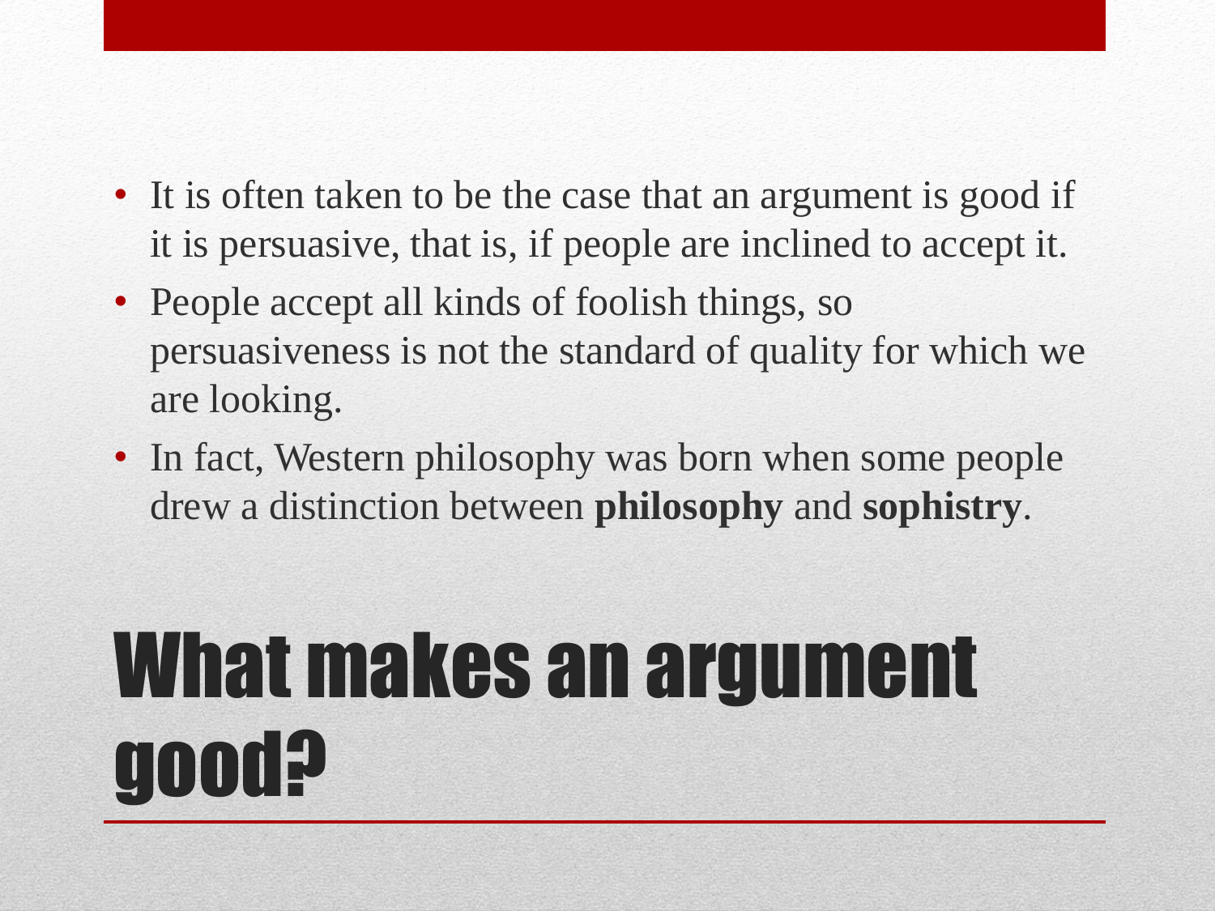- It is often taken to be the case that an argument is good if it is persuasive, that is, if people are inclined to accept it.
- People accept all kinds of foolish things, so persuasiveness is not the standard of quality for which we are looking.
- In fact, Western philosophy was born when some people drew a distinction between **philosophy** and **sophistry**.

# What makes an argument good?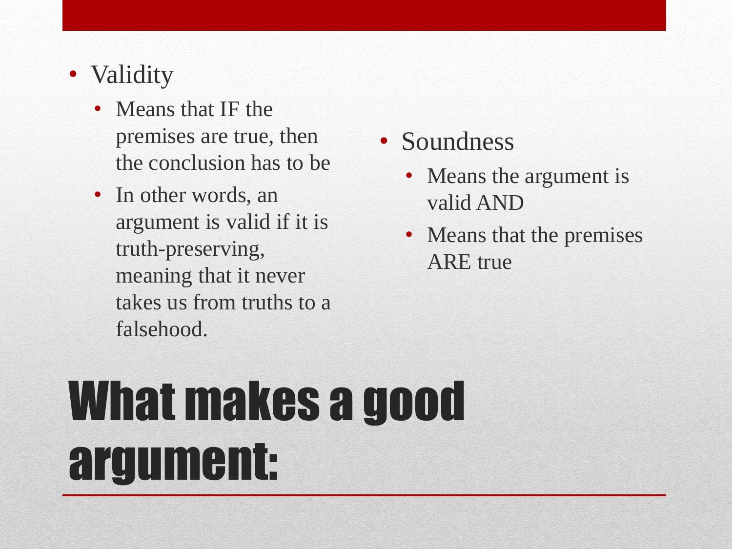# What makes a good argument:

- Validity
  - Means that IF the premises are true, then the conclusion has to be
  - In other words, an argument is valid if it is truth-preserving, meaning that it never takes us from truths to a falsehood.
- Soundness
  - Means the argument is valid AND
  - Means that the premises ARE true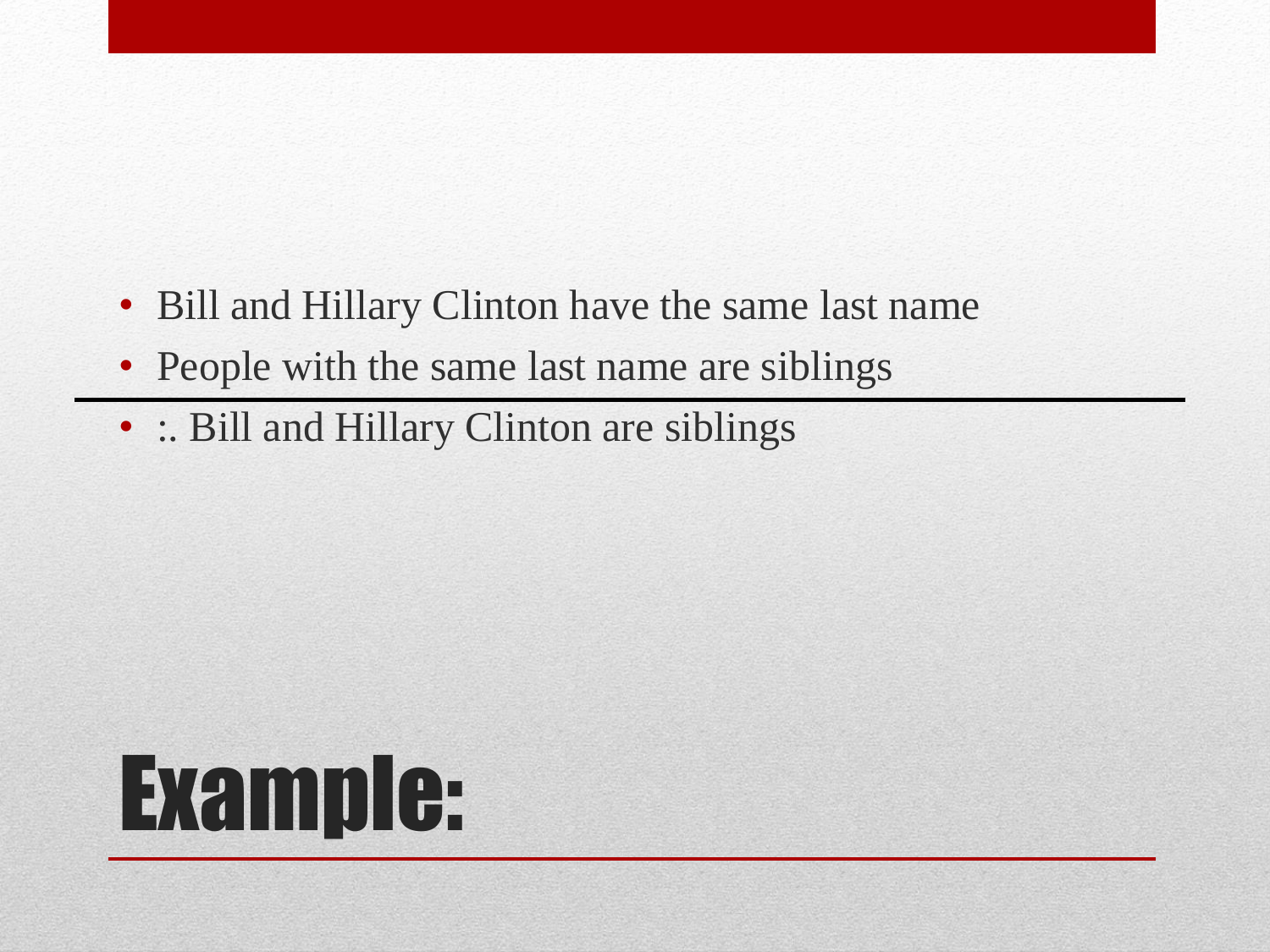# Example:

- Bill and Hillary Clinton have the same last name
- People with the same last name are siblings

---

- :. Bill and Hillary Clinton are siblings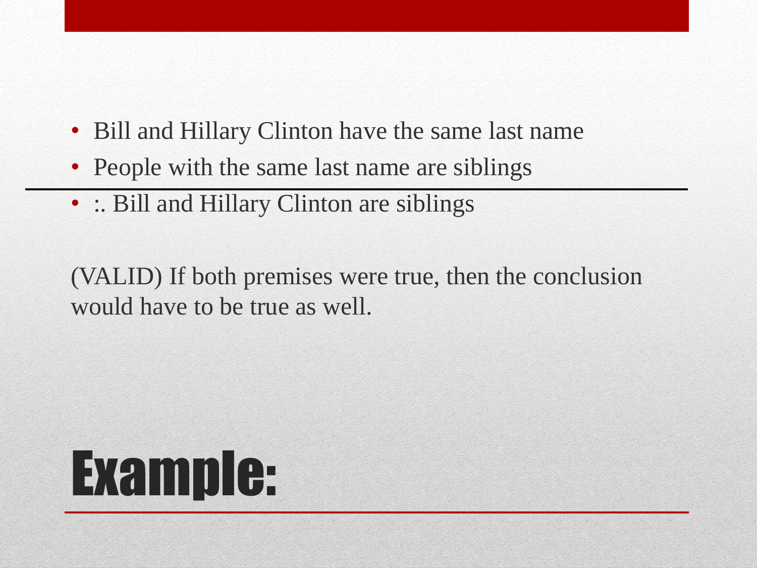# Example:

- Bill and Hillary Clinton have the same last name
- People with the same last name are siblings

---

- :. Bill and Hillary Clinton are siblings

(VALID) If both premises were true, then the conclusion would have to be true as well.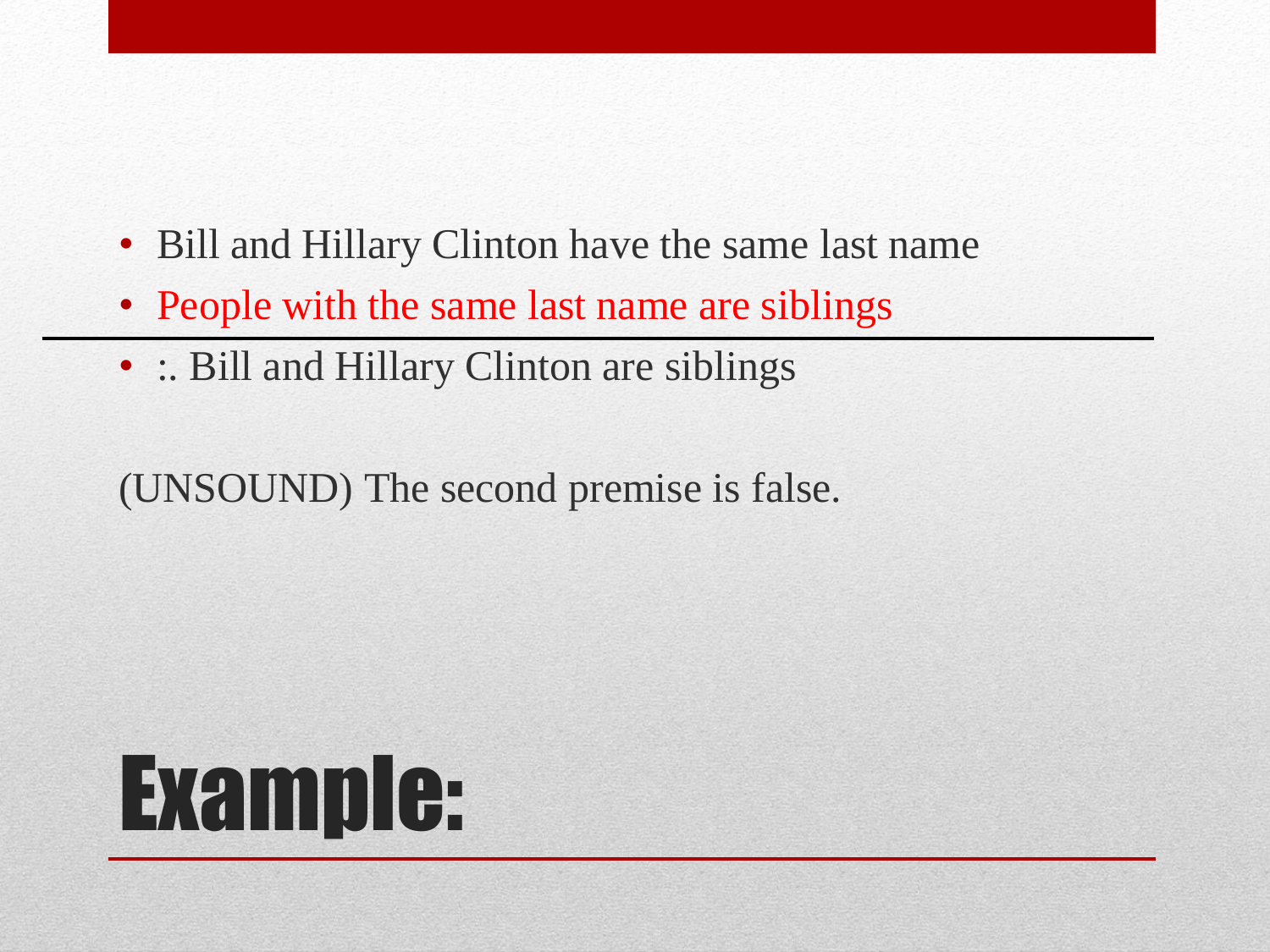# Example:

- Bill and Hillary Clinton have the same last name
- People with the same last name are siblings

---

- :. Bill and Hillary Clinton are siblings

(UNSOUND) The second premise is false.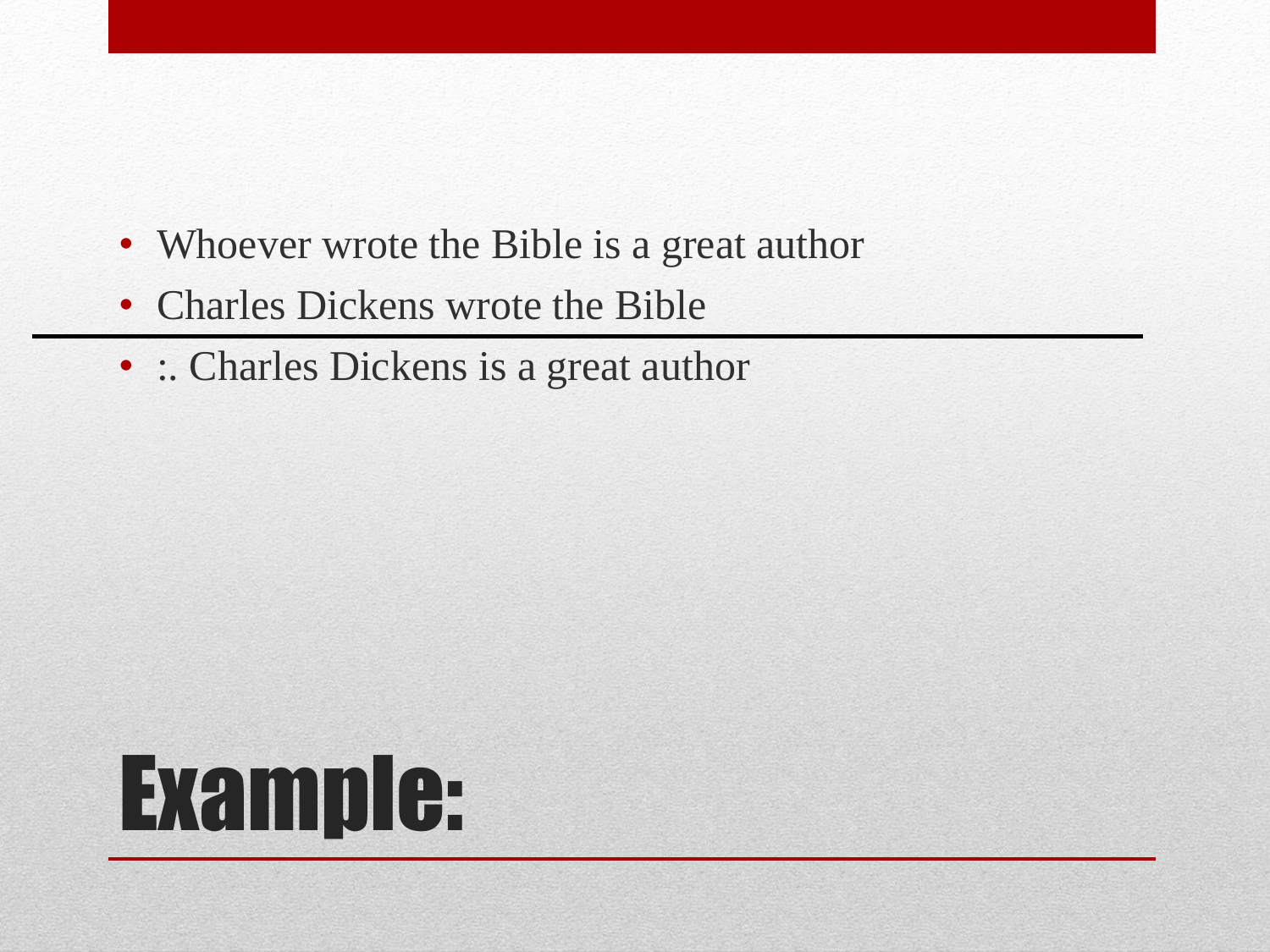# Example:

- Whoever wrote the Bible is a great author
- Charles Dickens wrote the Bible

---

- :. Charles Dickens is a great author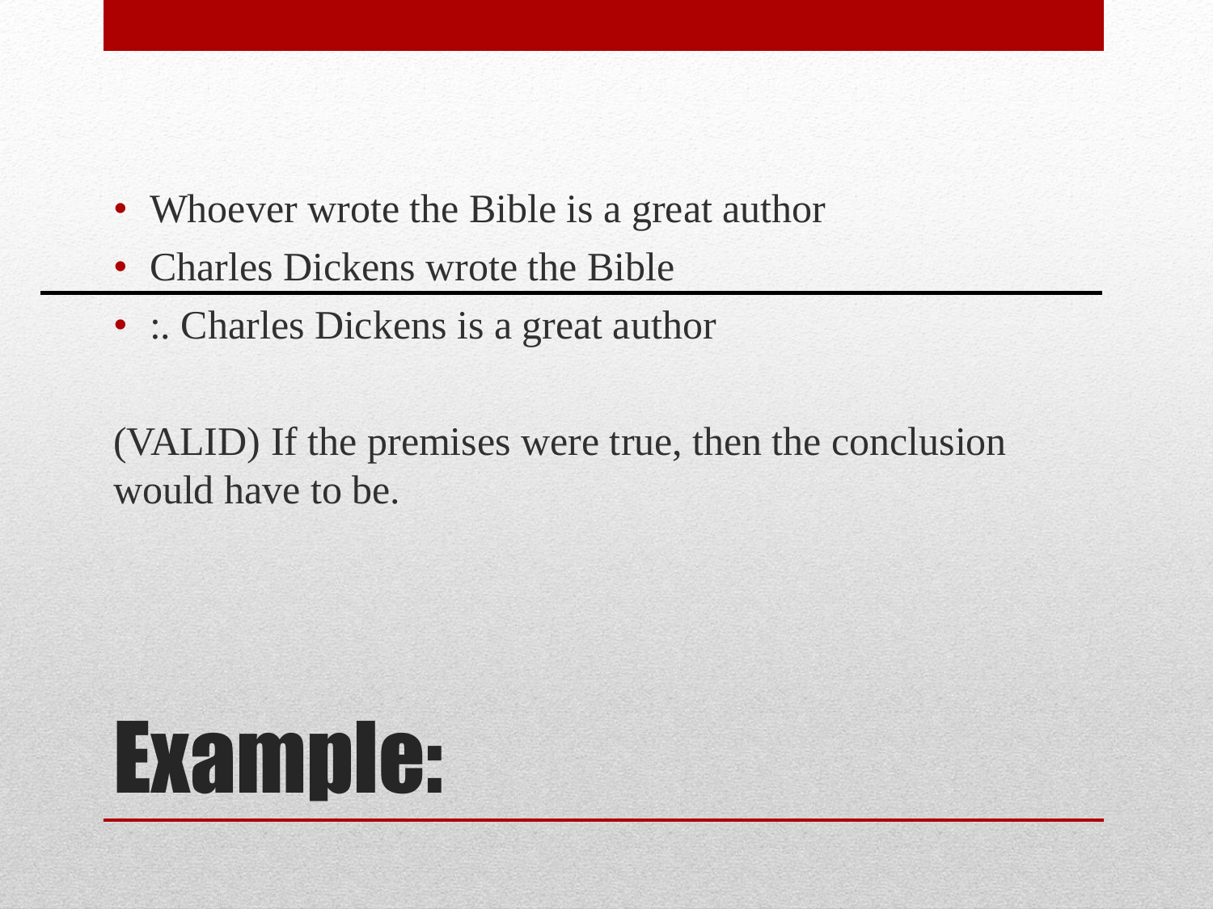- Whoever wrote the Bible is a great author
- Charles Dickens wrote the Bible

---

- :. Charles Dickens is a great author

(VALID) If the premises were true, then the conclusion would have to be.

# Example: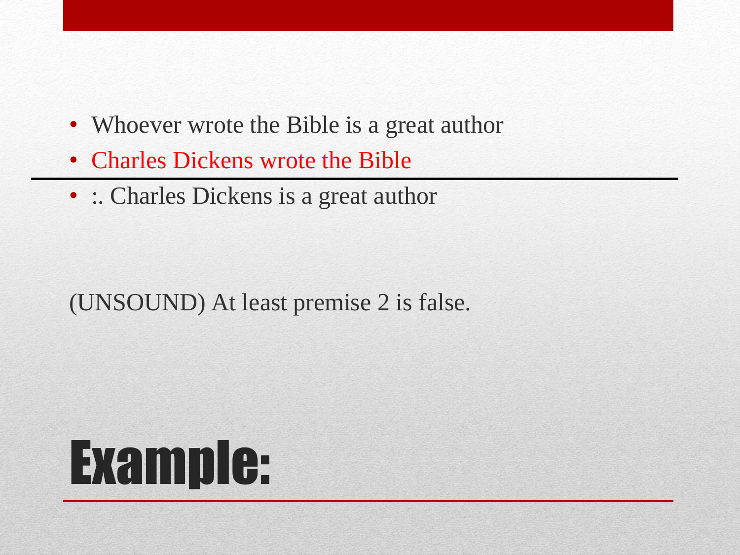- Whoever wrote the Bible is a great author
- Charles Dickens wrote the Bible

---

- :. Charles Dickens is a great author

(UNSOUND) At least premise 2 is false.

# Example: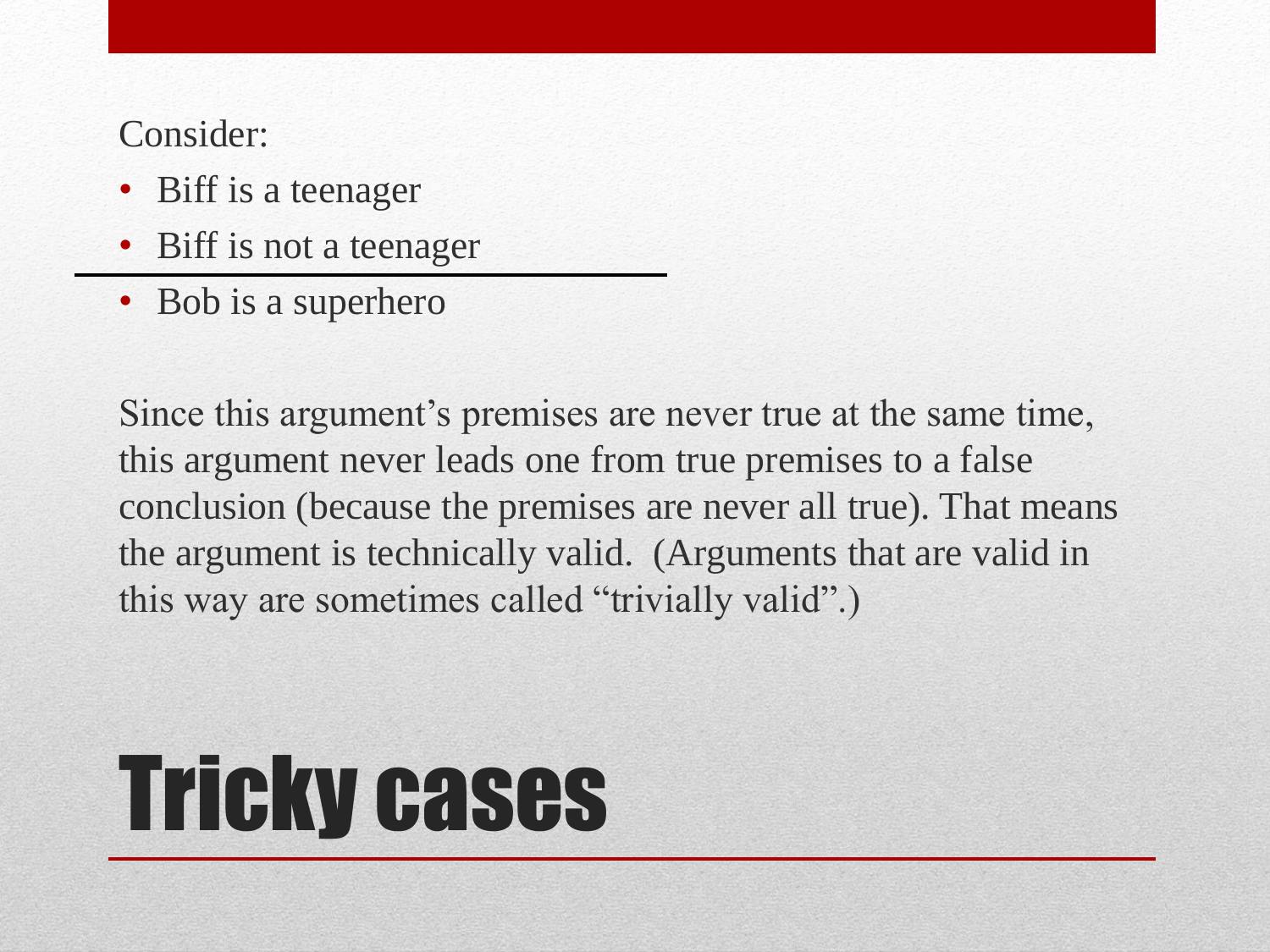# Tricky cases

Consider:

- Biff is a teenager
- Biff is not a teenager

---

- Bob is a superhero

Since this argument's premises are never true at the same time, this argument never leads one from true premises to a false conclusion (because the premises are never all true). That means the argument is technically valid. (Arguments that are valid in this way are sometimes called "trivially valid".)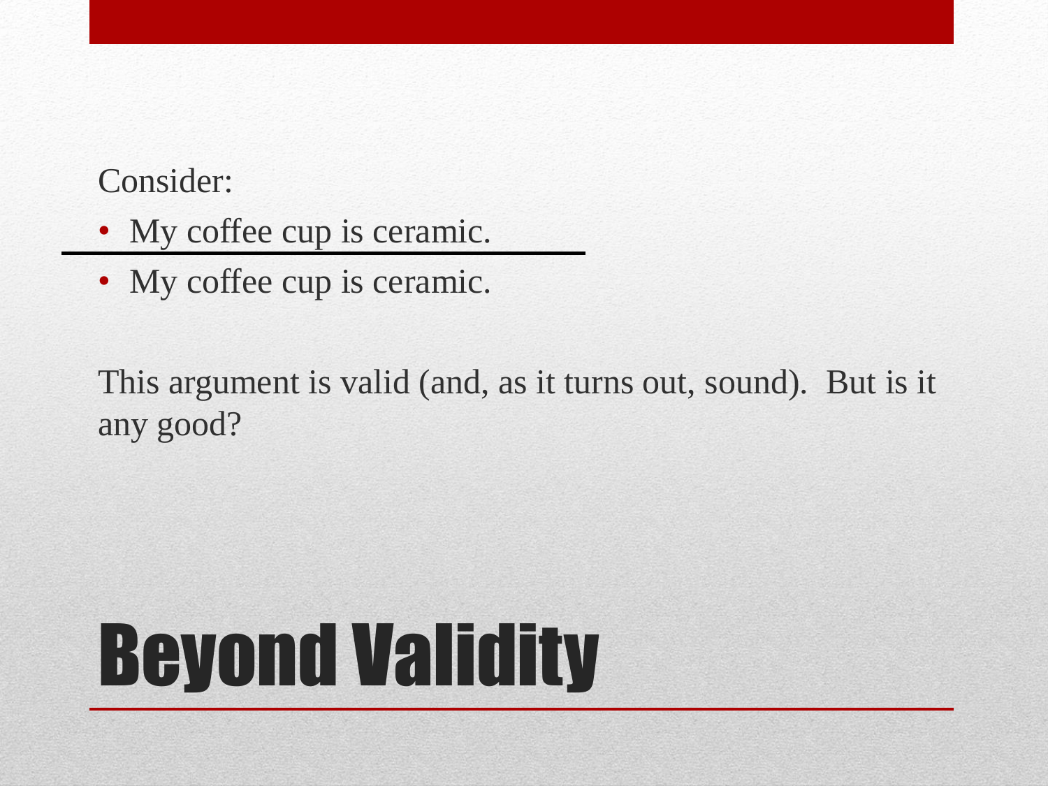# Beyond Validity

Consider:

- My coffee cup is ceramic.

---

- My coffee cup is ceramic.

This argument is valid (and, as it turns out, sound). But is it any good?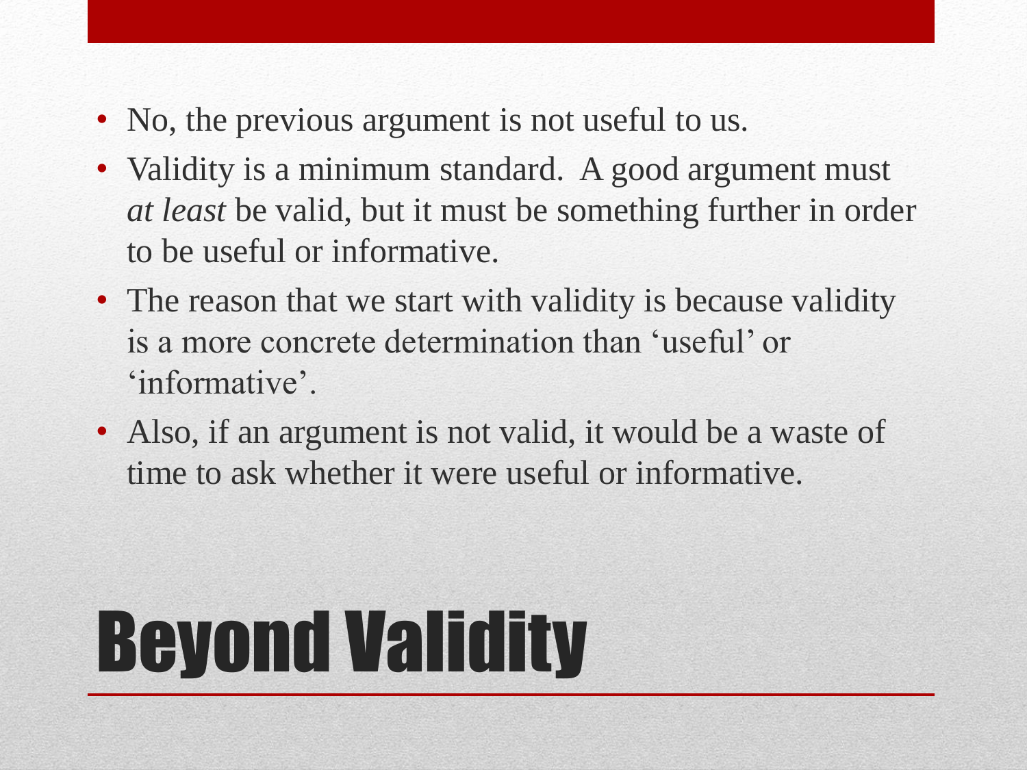- No, the previous argument is not useful to us.
- Validity is a minimum standard. A good argument must *at least* be valid, but it must be something further in order to be useful or informative.
- The reason that we start with validity is because validity is a more concrete determination than ‘useful’ or ‘informative’.
- Also, if an argument is not valid, it would be a waste of time to ask whether it were useful or informative.

# Beyond Validity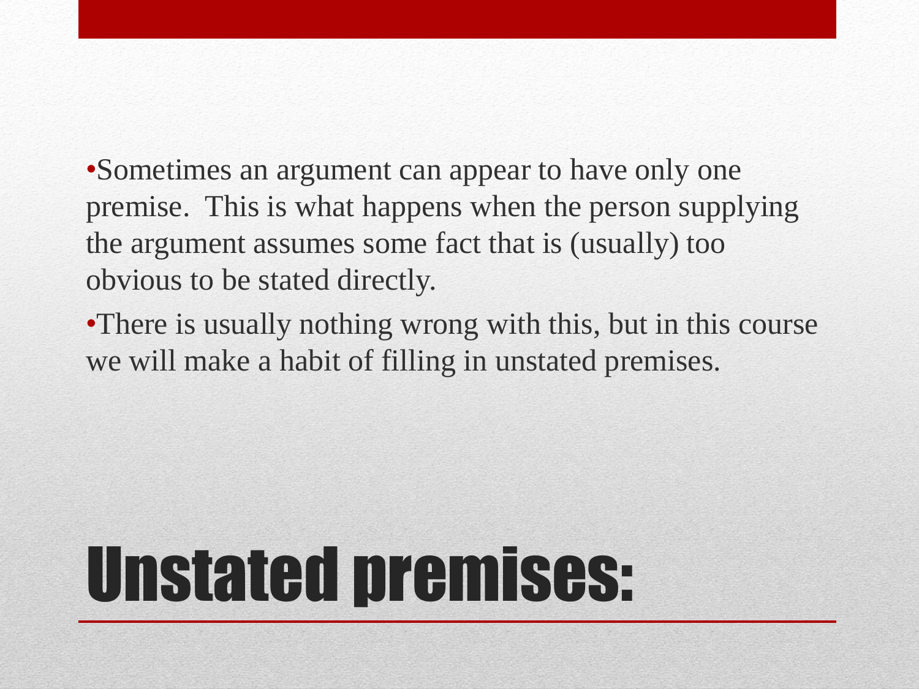# Unstated premises:

- Sometimes an argument can appear to have only one premise. This is what happens when the person supplying the argument assumes some fact that is (usually) too obvious to be stated directly.
- There is usually nothing wrong with this, but in this course we will make a habit of filling in unstated premises.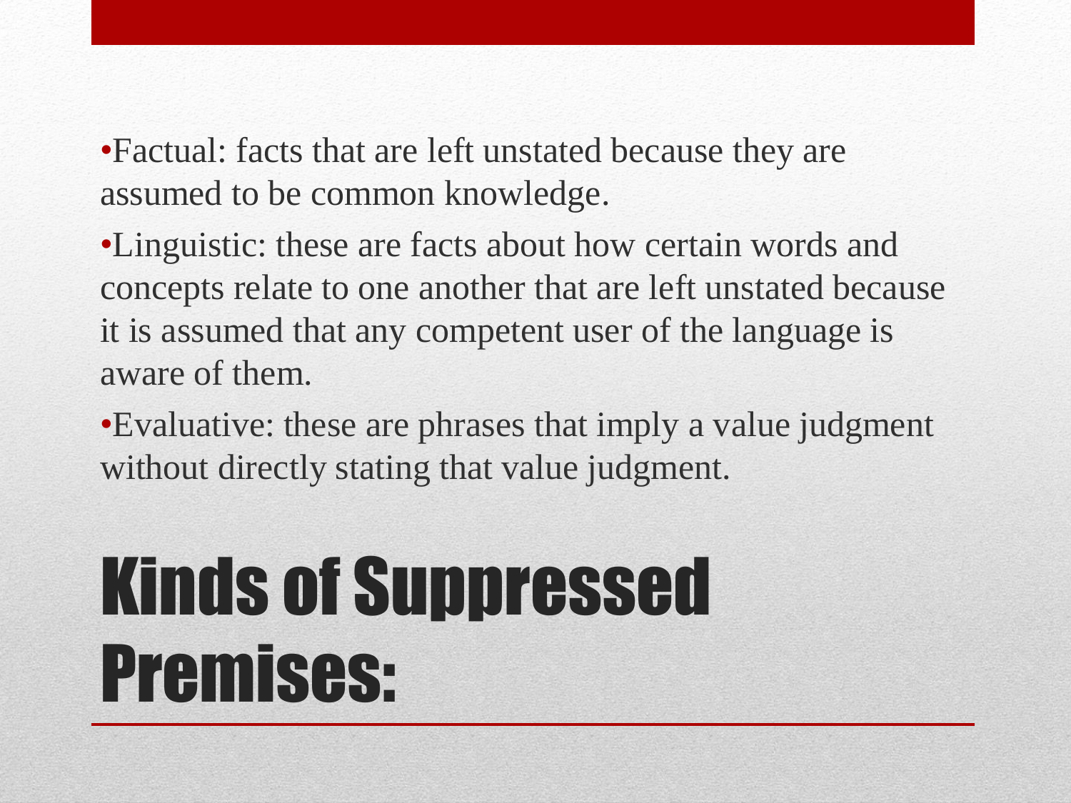- Factual: facts that are left unstated because they are assumed to be common knowledge.
- Linguistic: these are facts about how certain words and concepts relate to one another that are left unstated because it is assumed that any competent user of the language is aware of them.
- Evaluative: these are phrases that imply a value judgment without directly stating that value judgment.

# Kinds of Suppressed Premises: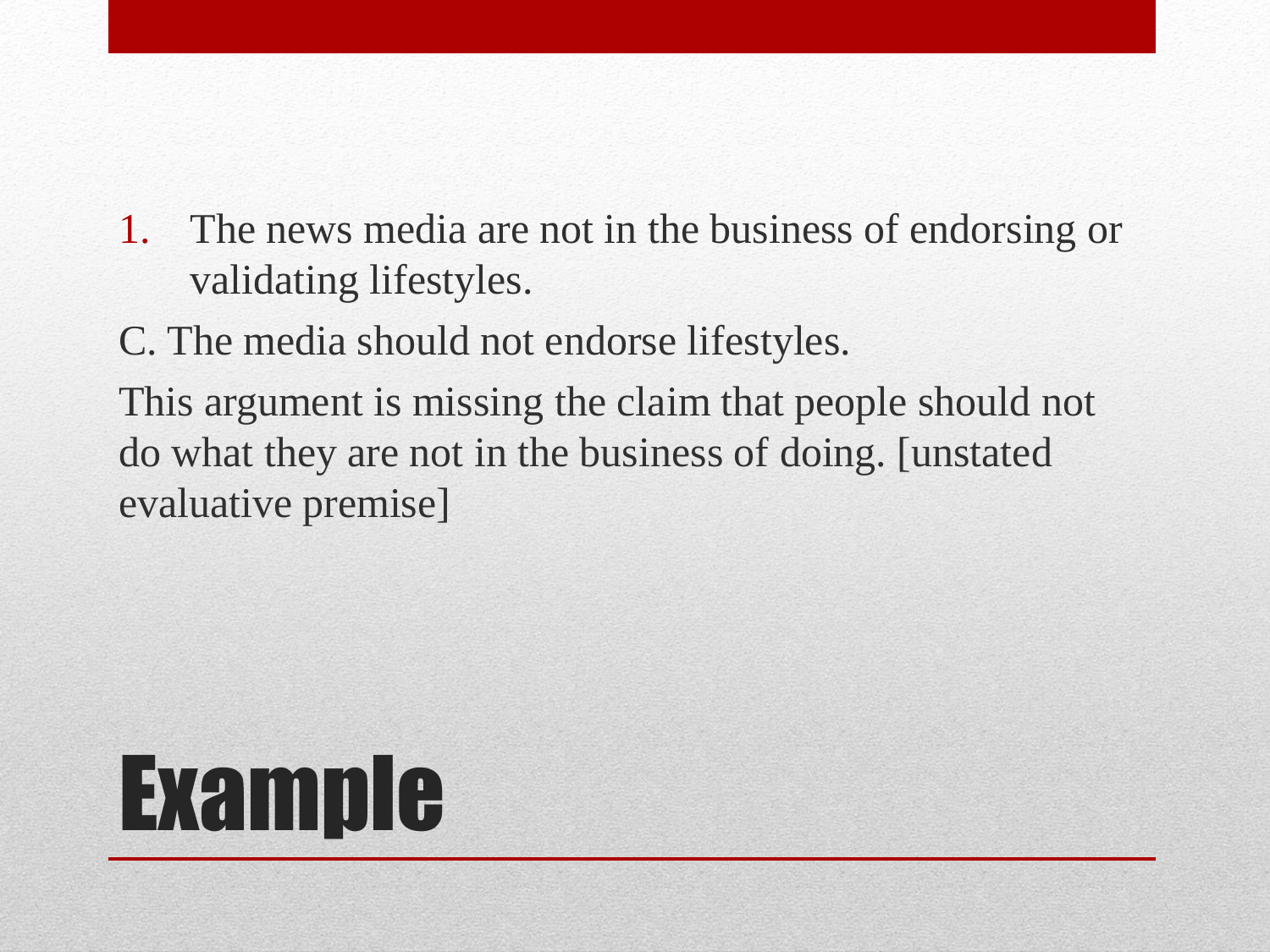# Example

1. The news media are not in the business of endorsing or validating lifestyles.

C. The media should not endorse lifestyles.

This argument is missing the claim that people should not do what they are not in the business of doing. [unstated evaluative premise]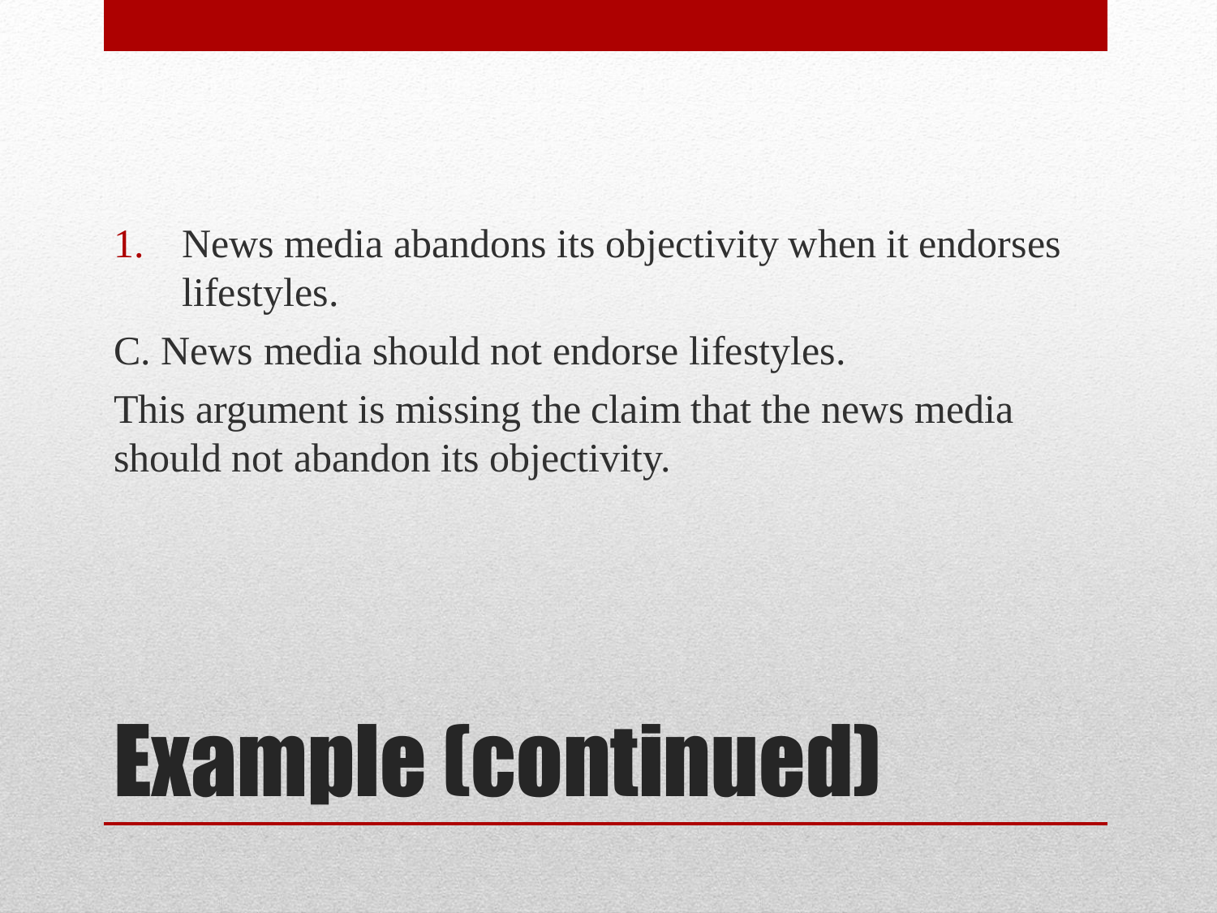# Example (continued)

1. News media abandons its objectivity when it endorses lifestyles.

C. News media should not endorse lifestyles.

This argument is missing the claim that the news media should not abandon its objectivity.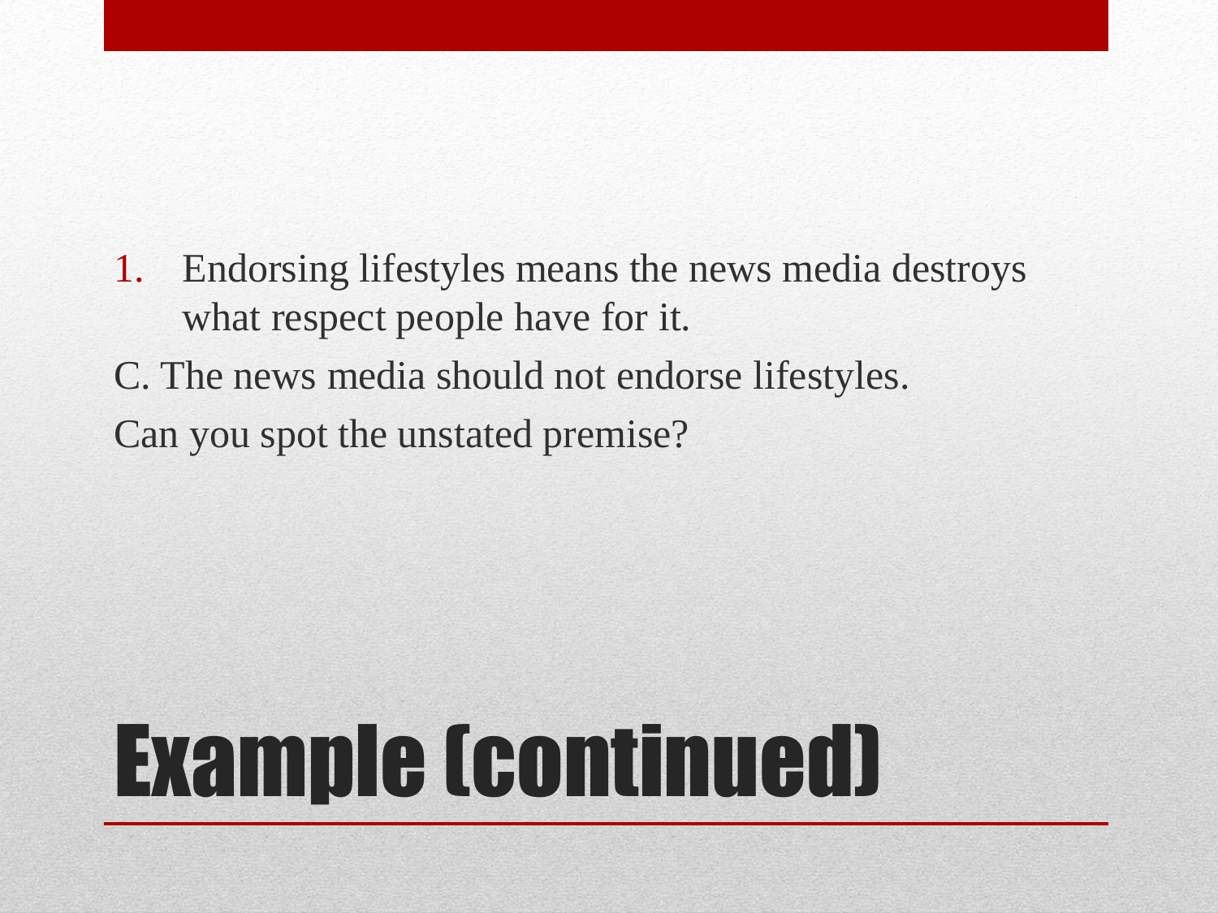# Example (continued)

1. Endorsing lifestyles means the news media destroys what respect people have for it.

C. The news media should not endorse lifestyles.

Can you spot the unstated premise?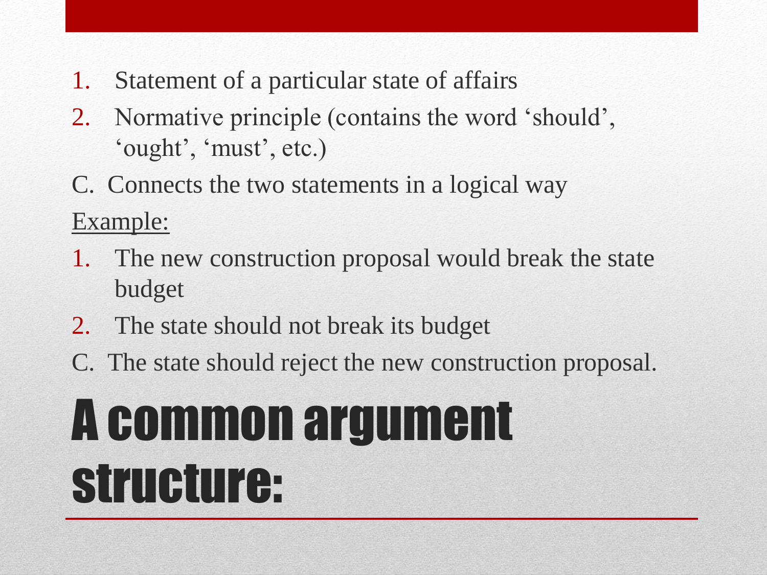# A common argument structure:

1. Statement of a particular state of affairs
2. Normative principle (contains the word 'should', 'ought', 'must', etc.)

C. Connects the two statements in a logical way

Example:

1. The new construction proposal would break the state budget
2. The state should not break its budget

C. The state should reject the new construction proposal.